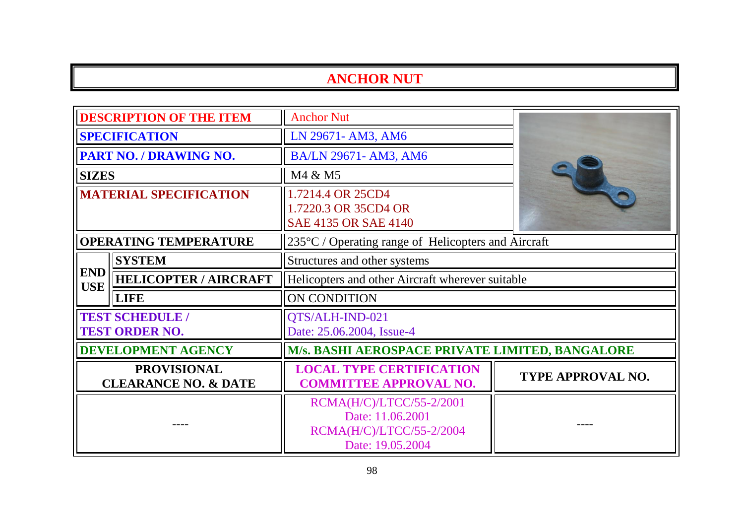# ANCHOR NUT

| | | | |
|---|---|---|---|
| **DESCRIPTION OF THE ITEM** | | Anchor Nut | |
| **SPECIFICATION** | | LN 29671- AM3, AM6 | |
| **PART NO. / DRAWING NO.** | | BA/LN 29671- AM3, AM6 | |
| **SIZES** | | M4 & M5 | |
| **MATERIAL SPECIFICATION** | | 1.7214.4 OR 25CD4<br>1.7220.3 OR 35CD4 OR<br>SAE 4135 OR SAE 4140 | |
| **OPERATING TEMPERATURE** | | 235°C / Operating range of Helicopters and Aircraft | |
| **END USE** | **SYSTEM** | Structures and other systems | |
| | **HELICOPTER / AIRCRAFT** | Helicopters and other Aircraft wherever suitable | |
| | **LIFE** | ON CONDITION | |
| **TEST SCHEDULE / TEST ORDER NO.** | | QTS/ALH-IND-021<br>Date: 25.06.2004, Issue-4 | |
| **DEVELOPMENT AGENCY** | | **M/s. BASHI AEROSPACE PRIVATE LIMITED, BANGALORE** | |
| **PROVISIONAL CLEARANCE NO. & DATE** | | **LOCAL TYPE CERTIFICATION COMMITTEE APPROVAL NO.** | **TYPE APPROVAL NO.** |
| ---- | | RCMA(H/C)/LTCC/55-2/2001<br>Date: 11.06.2001<br>RCMA(H/C)/LTCC/55-2/2004<br>Date: 19.05.2004 | ---- |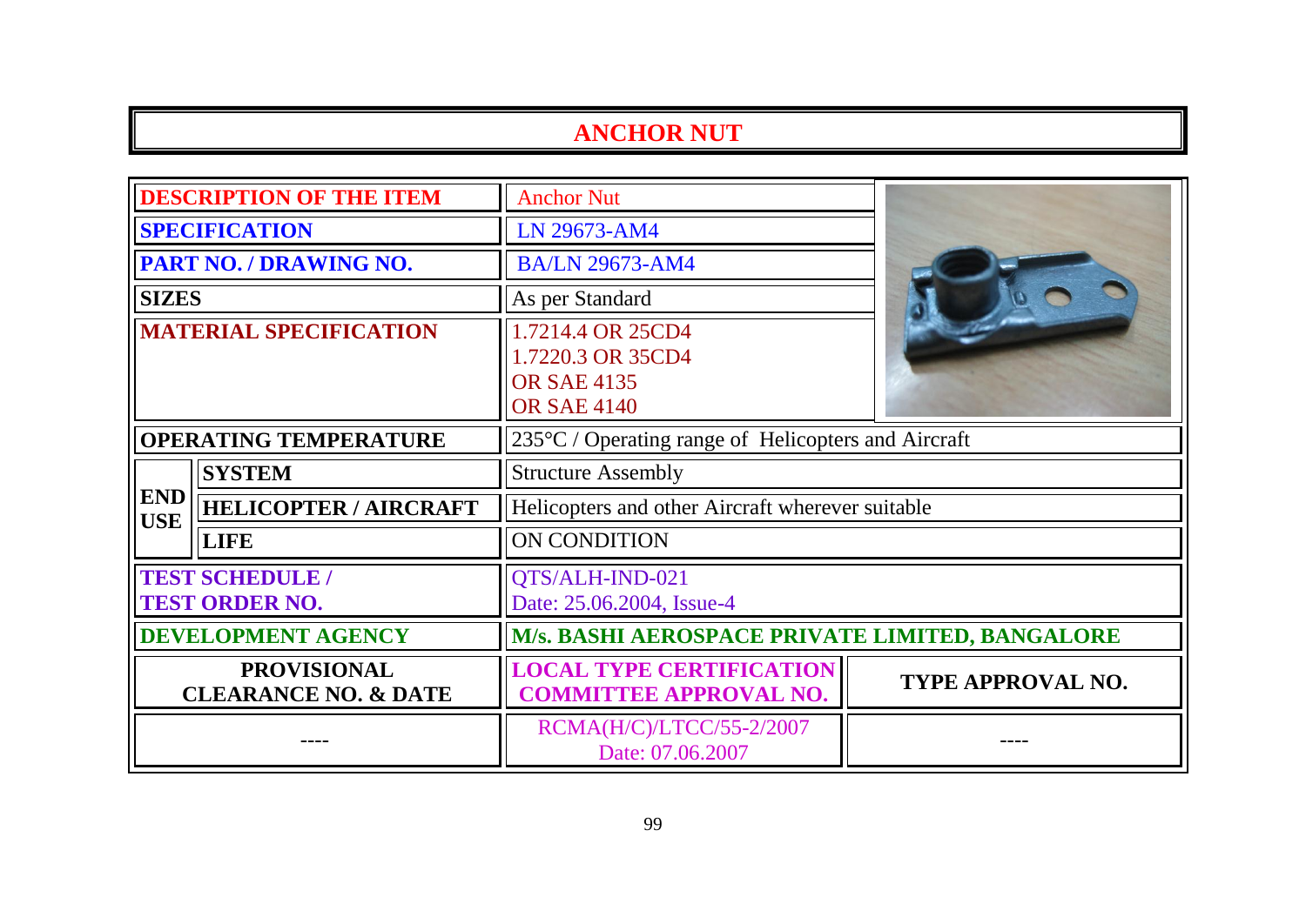# ANCHOR NUT

| | | | |
|---|---|---|---|
| **DESCRIPTION OF THE ITEM** | | Anchor Nut | |
| **SPECIFICATION** | | LN 29673-AM4 | |
| **PART NO. / DRAWING NO.** | | BA/LN 29673-AM4 | |
| **SIZES** | | As per Standard | |
| **MATERIAL SPECIFICATION** | | 1.7214.4 OR 25CD4<br>1.7220.3 OR 35CD4<br>OR SAE 4135<br>OR SAE 4140 | |
| **OPERATING TEMPERATURE** | | 235°C / Operating range of Helicopters and Aircraft | |
| **END USE** | **SYSTEM** | Structure Assembly | |
| | **HELICOPTER / AIRCRAFT** | Helicopters and other Aircraft wherever suitable | |
| | **LIFE** | ON CONDITION | |
| **TEST SCHEDULE / TEST ORDER NO.** | | QTS/ALH-IND-021<br>Date: 25.06.2004, Issue-4 | |
| **DEVELOPMENT AGENCY** | | **M/s. BASHI AEROSPACE PRIVATE LIMITED, BANGALORE** | |
| **PROVISIONAL CLEARANCE NO. & DATE** | | **LOCAL TYPE CERTIFICATION COMMITTEE APPROVAL NO.** | **TYPE APPROVAL NO.** |
| ---- | | RCMA(H/C)/LTCC/55-2/2007<br>Date: 07.06.2007 | ---- |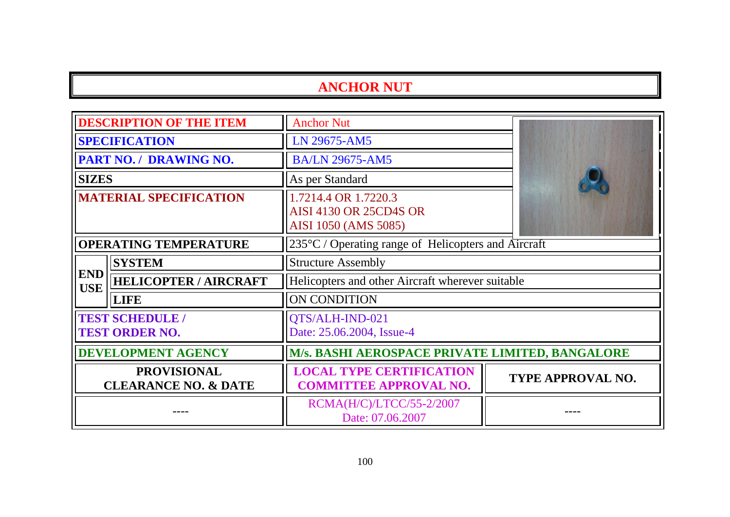# ANCHOR NUT

| | | | |
|---|---|---|---|
| **DESCRIPTION OF THE ITEM** | | Anchor Nut | |
| **SPECIFICATION** | | LN 29675-AM5 | |
| **PART NO. / DRAWING NO.** | | BA/LN 29675-AM5 | |
| **SIZES** | | As per Standard | |
| **MATERIAL SPECIFICATION** | | 1.7214.4 OR 1.7220.3<br>AISI 4130 OR 25CD4S OR<br>AISI 1050 (AMS 5085) | |
| **OPERATING TEMPERATURE** | | 235°C / Operating range of Helicopters and Aircraft | |
| **END USE** | **SYSTEM** | Structure Assembly | |
| | **HELICOPTER / AIRCRAFT** | Helicopters and other Aircraft wherever suitable | |
| | **LIFE** | ON CONDITION | |
| **TEST SCHEDULE / TEST ORDER NO.** | | QTS/ALH-IND-021<br>Date: 25.06.2004, Issue-4 | |
| **DEVELOPMENT AGENCY** | | **M/s. BASHI AEROSPACE PRIVATE LIMITED, BANGALORE** | |
| **PROVISIONAL CLEARANCE NO. & DATE** | | **LOCAL TYPE CERTIFICATION COMMITTEE APPROVAL NO.** | **TYPE APPROVAL NO.** |
| ---- | | RCMA(H/C)/LTCC/55-2/2007<br>Date: 07.06.2007 | ---- |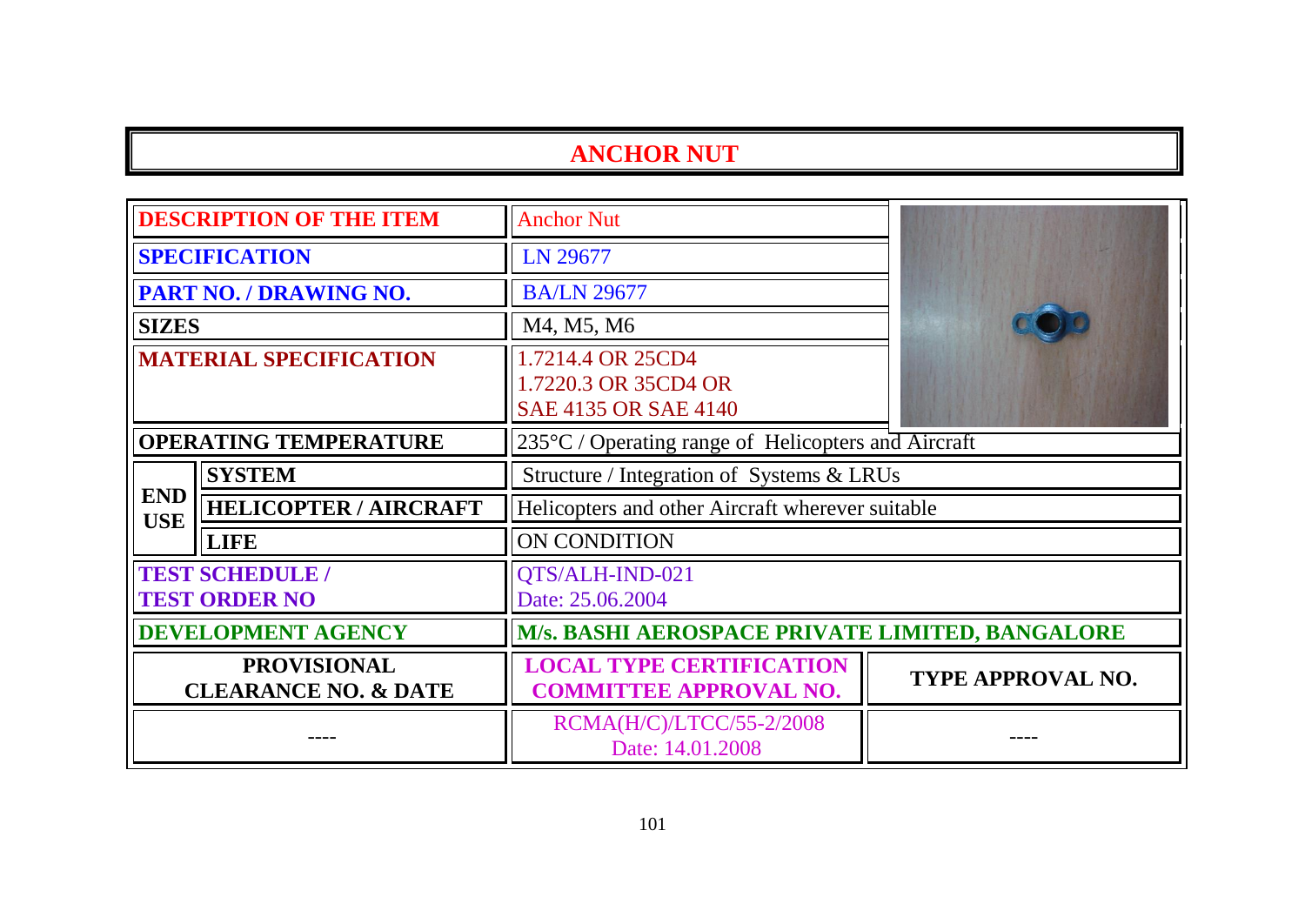# ANCHOR NUT

| | | | |
|---|---|---|---|
| **DESCRIPTION OF THE ITEM** | | Anchor Nut | |
| **SPECIFICATION** | | LN 29677 | |
| **PART NO. / DRAWING NO.** | | BA/LN 29677 | |
| **SIZES** | | M4, M5, M6 | |
| **MATERIAL SPECIFICATION** | | 1.7214.4 OR 25CD4<br>1.7220.3 OR 35CD4 OR<br>SAE 4135 OR SAE 4140 | |
| **OPERATING TEMPERATURE** | | 235°C / Operating range of Helicopters and Aircraft | |
| **END USE** | **SYSTEM** | Structure / Integration of Systems & LRUs | |
| | **HELICOPTER / AIRCRAFT** | Helicopters and other Aircraft wherever suitable | |
| | **LIFE** | ON CONDITION | |
| **TEST SCHEDULE / TEST ORDER NO** | | QTS/ALH-IND-021<br>Date: 25.06.2004 | |
| **DEVELOPMENT AGENCY** | | **M/s. BASHI AEROSPACE PRIVATE LIMITED, BANGALORE** | |
| **PROVISIONAL CLEARANCE NO. & DATE** | | **LOCAL TYPE CERTIFICATION COMMITTEE APPROVAL NO.** | **TYPE APPROVAL NO.** |
| ---- | | RCMA(H/C)/LTCC/55-2/2008<br>Date: 14.01.2008 | ---- |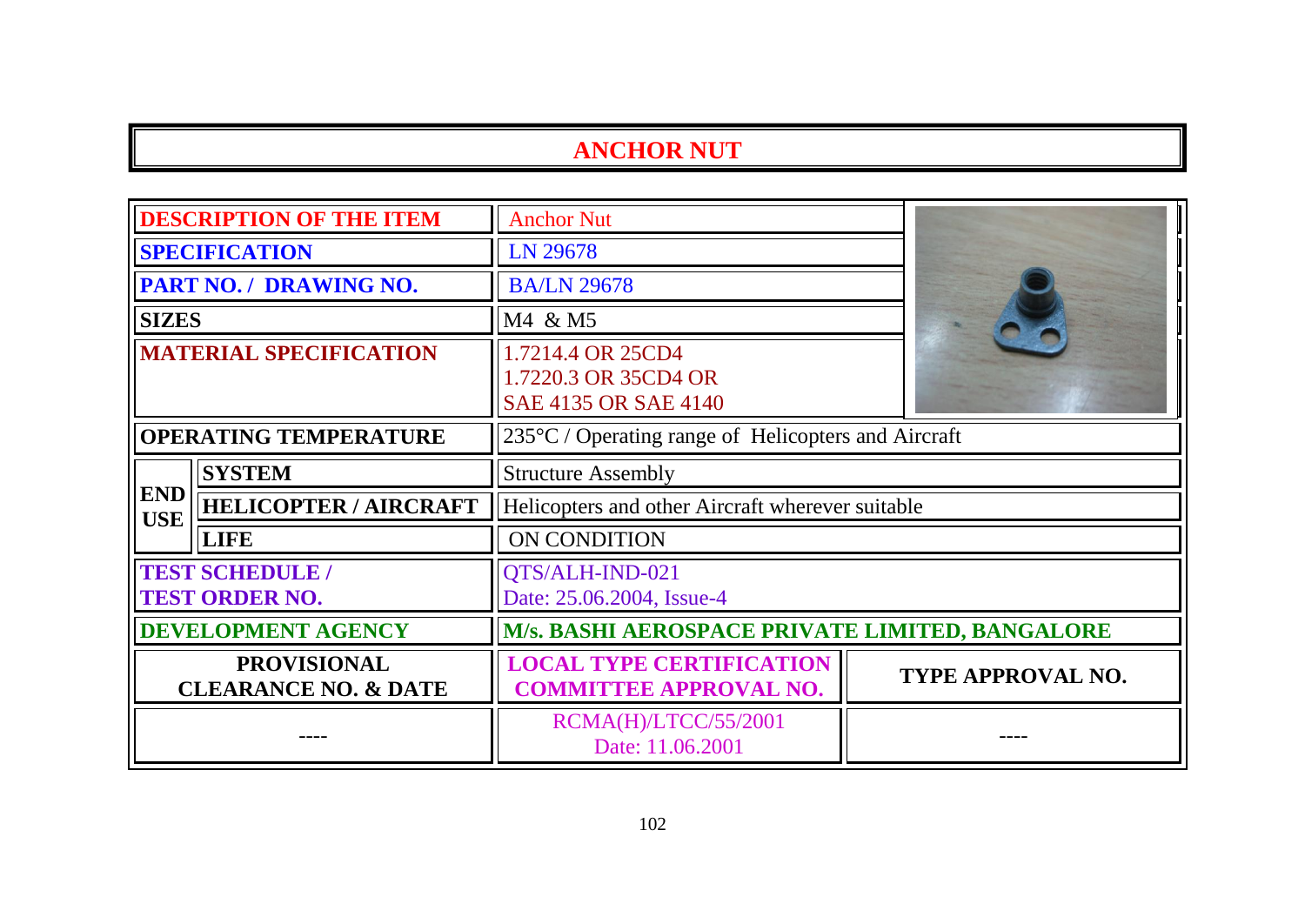# ANCHOR NUT

| | | | |
|---|---|---|---|
| **DESCRIPTION OF THE ITEM** | | Anchor Nut | |
| **SPECIFICATION** | | LN 29678 | |
| **PART NO. / DRAWING NO.** | | BA/LN 29678 | |
| **SIZES** | | M4 & M5 | |
| **MATERIAL SPECIFICATION** | | 1.7214.4 OR 25CD4<br>1.7220.3 OR 35CD4 OR<br>SAE 4135 OR SAE 4140 | |
| **OPERATING TEMPERATURE** | | 235°C / Operating range of Helicopters and Aircraft | |
| **END USE** | **SYSTEM** | Structure Assembly | |
| | **HELICOPTER / AIRCRAFT** | Helicopters and other Aircraft wherever suitable | |
| | **LIFE** | ON CONDITION | |
| **TEST SCHEDULE / TEST ORDER NO.** | | QTS/ALH-IND-021<br>Date: 25.06.2004, Issue-4 | |
| **DEVELOPMENT AGENCY** | | **M/s. BASHI AEROSPACE PRIVATE LIMITED, BANGALORE** | |
| **PROVISIONAL CLEARANCE NO. & DATE** | | **LOCAL TYPE CERTIFICATION COMMITTEE APPROVAL NO.** | **TYPE APPROVAL NO.** |
| ---- | | RCMA(H)/LTCC/55/2001<br>Date: 11.06.2001 | ---- |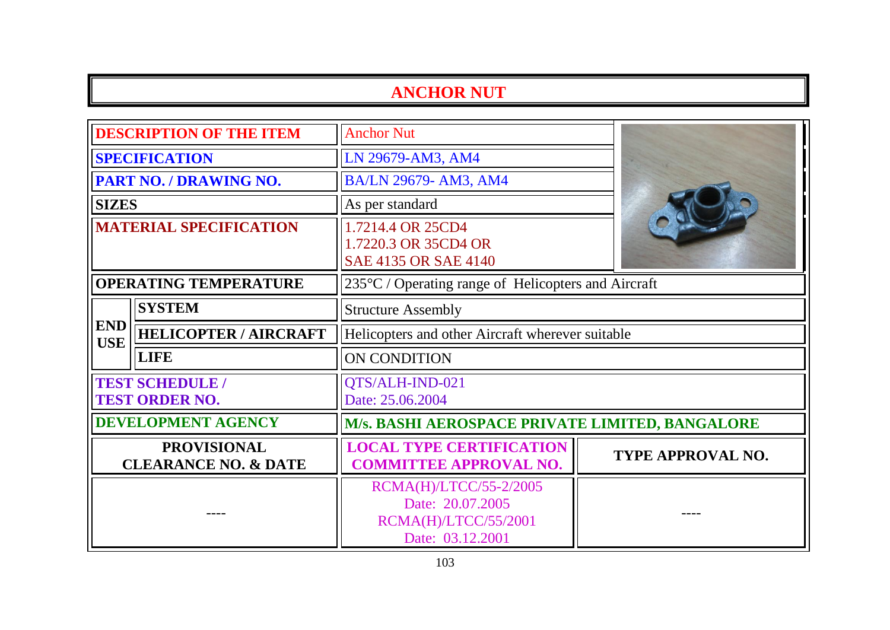# ANCHOR NUT

| | | |
|---|---|---|
| **DESCRIPTION OF THE ITEM** | | Anchor Nut |
| **SPECIFICATION** | | LN 29679-AM3, AM4 |
| **PART NO. / DRAWING NO.** | | BA/LN 29679- AM3, AM4 |
| **SIZES** | | As per standard |
| **MATERIAL SPECIFICATION** | | 1.7214.4 OR 25CD4<br>1.7220.3 OR 35CD4 OR<br>SAE 4135 OR SAE 4140 |
| **OPERATING TEMPERATURE** | | 235°C / Operating range of Helicopters and Aircraft |
| **END USE** | **SYSTEM** | Structure Assembly |
| | **HELICOPTER / AIRCRAFT** | Helicopters and other Aircraft wherever suitable |
| | **LIFE** | ON CONDITION |
| **TEST SCHEDULE / TEST ORDER NO.** | | QTS/ALH-IND-021<br>Date: 25.06.2004 |
| **DEVELOPMENT AGENCY** | | **M/s. BASHI AEROSPACE PRIVATE LIMITED, BANGALORE** |

| PROVISIONAL CLEARANCE NO. & DATE | LOCAL TYPE CERTIFICATION COMMITTEE APPROVAL NO. | TYPE APPROVAL NO. |
|---|---|---|
| ---- | RCMA(H)/LTCC/55-2/2005<br>Date: 20.07.2005<br>RCMA(H)/LTCC/55/2001<br>Date: 03.12.2001 | ---- |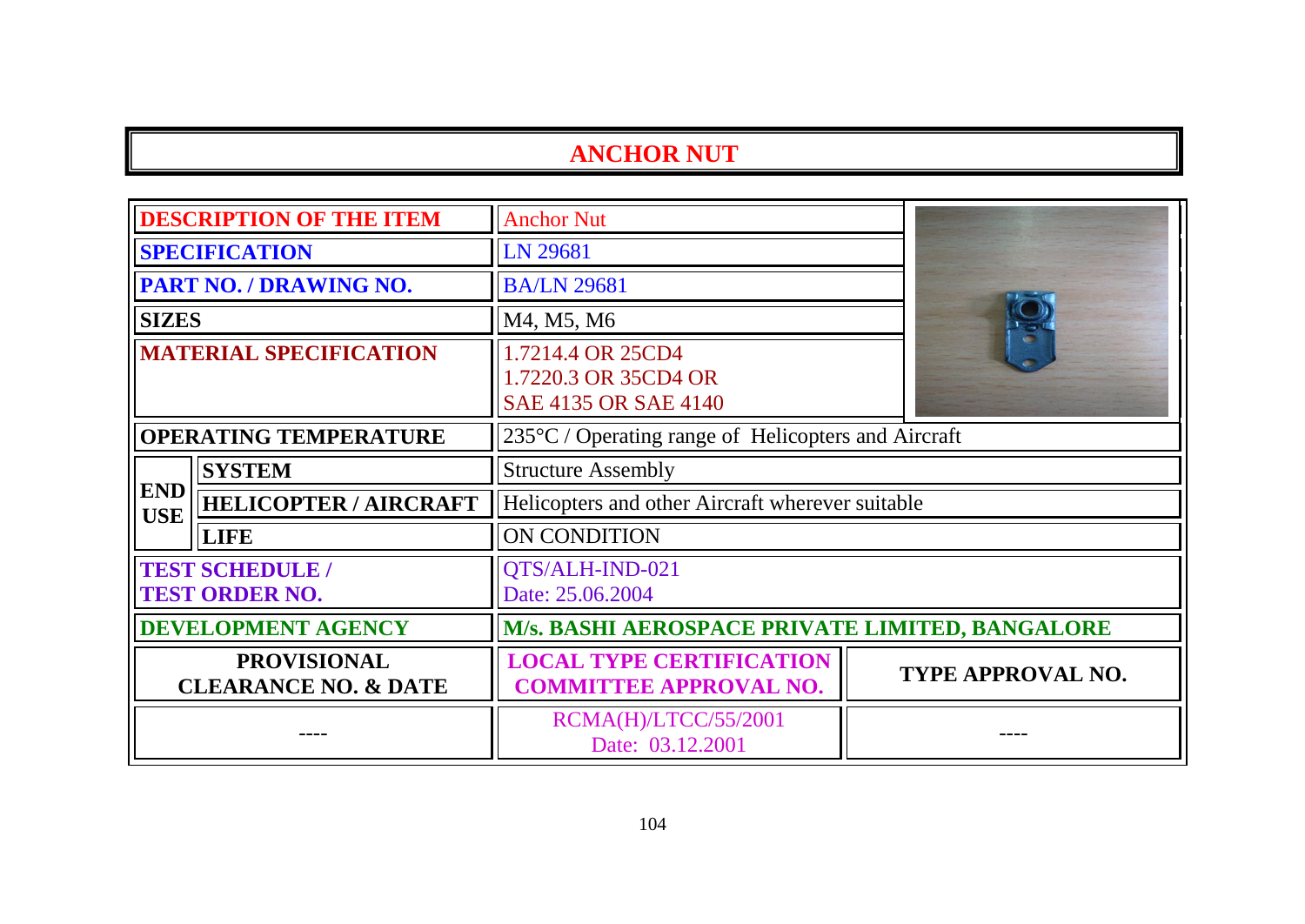# ANCHOR NUT

| | | |
|---|---|---|
| **DESCRIPTION OF THE ITEM** | | Anchor Nut |
| **SPECIFICATION** | | LN 29681 |
| **PART NO. / DRAWING NO.** | | BA/LN 29681 |
| **SIZES** | | M4, M5, M6 |
| **MATERIAL SPECIFICATION** | | 1.7214.4 OR 25CD4<br>1.7220.3 OR 35CD4 OR<br>SAE 4135 OR SAE 4140 |
| **OPERATING TEMPERATURE** | | 235°C / Operating range of Helicopters and Aircraft |
| **END USE** | **SYSTEM** | Structure Assembly |
| | **HELICOPTER / AIRCRAFT** | Helicopters and other Aircraft wherever suitable |
| | **LIFE** | ON CONDITION |
| **TEST SCHEDULE / TEST ORDER NO.** | | QTS/ALH-IND-021<br>Date: 25.06.2004 |
| **DEVELOPMENT AGENCY** | | **M/s. BASHI AEROSPACE PRIVATE LIMITED, BANGALORE** |

| PROVISIONAL CLEARANCE NO. & DATE | LOCAL TYPE CERTIFICATION COMMITTEE APPROVAL NO. | TYPE APPROVAL NO. |
|---|---|---|
| ---- | RCMA(H)/LTCC/55/2001<br>Date: 03.12.2001 | ---- |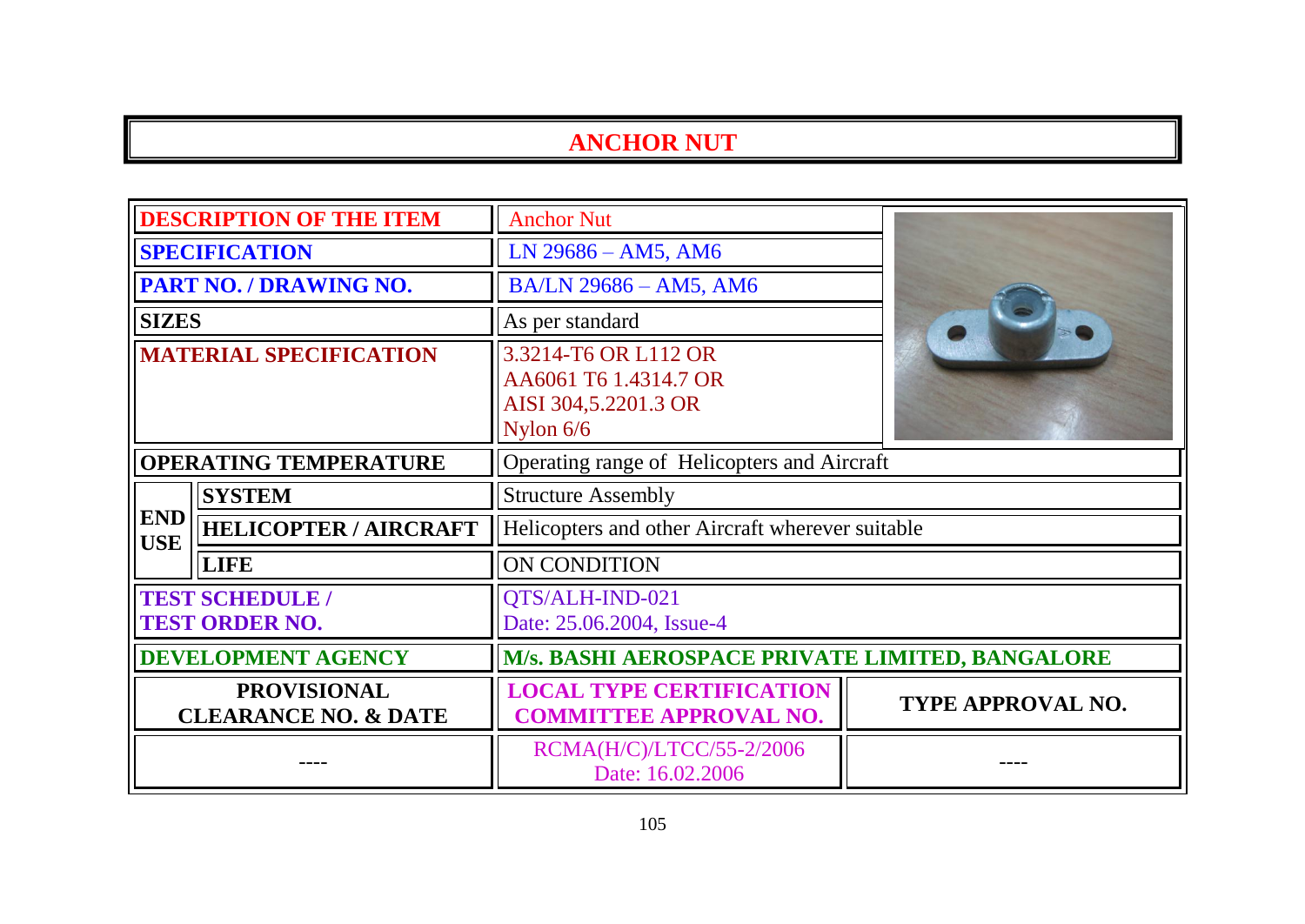# ANCHOR NUT

| | | | |
|---|---|---|---|
| **DESCRIPTION OF THE ITEM** | | Anchor Nut | |
| **SPECIFICATION** | | LN 29686 – AM5, AM6 | |
| **PART NO. / DRAWING NO.** | | BA/LN 29686 – AM5, AM6 | |
| **SIZES** | | As per standard | |
| **MATERIAL SPECIFICATION** | | 3.3214-T6 OR L112 OR AA6061 T6 1.4314.7 OR AISI 304,5.2201.3 OR Nylon 6/6 | |
| **OPERATING TEMPERATURE** | | Operating range of Helicopters and Aircraft | |
| **END USE** | **SYSTEM** | Structure Assembly | |
| | **HELICOPTER / AIRCRAFT** | Helicopters and other Aircraft wherever suitable | |
| | **LIFE** | ON CONDITION | |
| **TEST SCHEDULE / TEST ORDER NO.** | | QTS/ALH-IND-021 Date: 25.06.2004, Issue-4 | |
| **DEVELOPMENT AGENCY** | | **M/s. BASHI AEROSPACE PRIVATE LIMITED, BANGALORE** | |
| **PROVISIONAL CLEARANCE NO. & DATE** | | **LOCAL TYPE CERTIFICATION COMMITTEE APPROVAL NO.** | **TYPE APPROVAL NO.** |
| ---- | | RCMA(H/C)/LTCC/55-2/2006 Date: 16.02.2006 | ---- |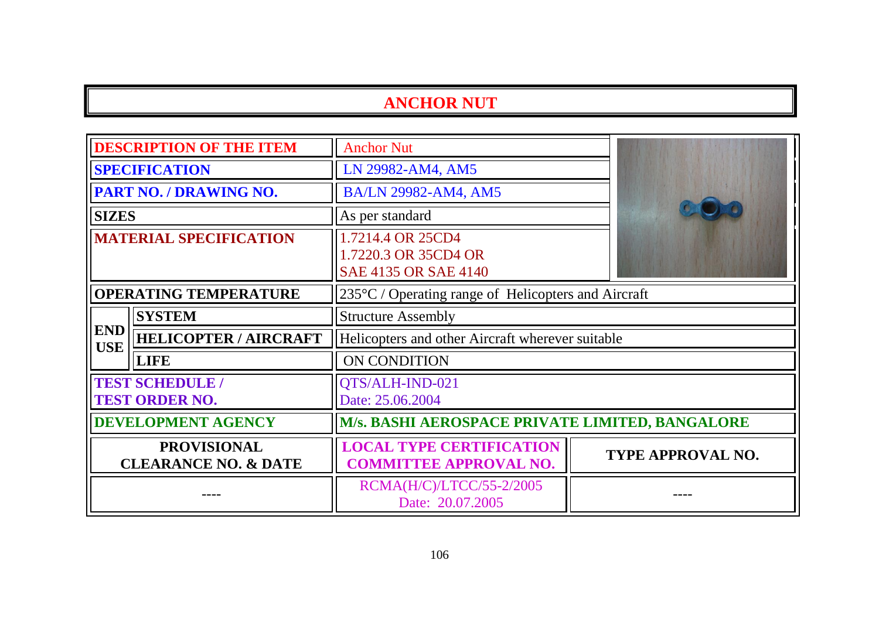# ANCHOR NUT

| DESCRIPTION OF THE ITEM | | Anchor Nut | |
|---|---|---|---|
| SPECIFICATION | | LN 29982-AM4, AM5 | |
| PART NO. / DRAWING NO. | | BA/LN 29982-AM4, AM5 | |
| SIZES | | As per standard | |
| MATERIAL SPECIFICATION | | 1.7214.4 OR 25CD4<br>1.7220.3 OR 35CD4 OR<br>SAE 4135 OR SAE 4140 | |
| OPERATING TEMPERATURE | | 235°C / Operating range of Helicopters and Aircraft | |
| END USE | SYSTEM | Structure Assembly | |
| | HELICOPTER / AIRCRAFT | Helicopters and other Aircraft wherever suitable | |
| | LIFE | ON CONDITION | |
| TEST SCHEDULE / TEST ORDER NO. | | QTS/ALH-IND-021<br>Date: 25.06.2004 | |
| DEVELOPMENT AGENCY | | M/s. BASHI AEROSPACE PRIVATE LIMITED, BANGALORE | |
| PROVISIONAL CLEARANCE NO. & DATE | | LOCAL TYPE CERTIFICATION COMMITTEE APPROVAL NO. | TYPE APPROVAL NO. |
| ---- | | RCMA(H/C)/LTCC/55-2/2005<br>Date: 20.07.2005 | ---- |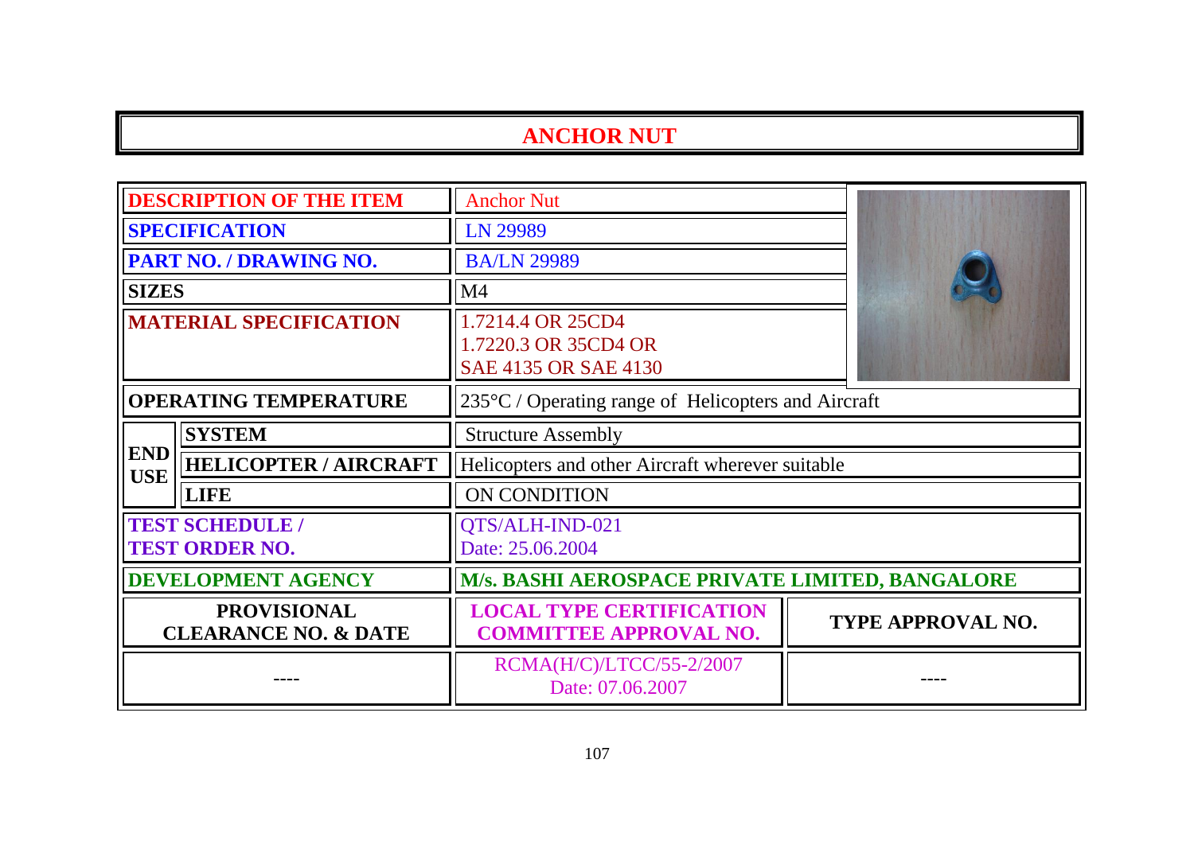# ANCHOR NUT

| | | | |
|---|---|---|---|
| **DESCRIPTION OF THE ITEM** | | Anchor Nut | |
| **SPECIFICATION** | | LN 29989 | |
| **PART NO. / DRAWING NO.** | | BA/LN 29989 | |
| **SIZES** | | M4 | |
| **MATERIAL SPECIFICATION** | | 1.7214.4 OR 25CD4<br>1.7220.3 OR 35CD4 OR<br>SAE 4135 OR SAE 4130 | |
| **OPERATING TEMPERATURE** | | 235°C / Operating range of Helicopters and Aircraft | |
| **END USE** | **SYSTEM** | Structure Assembly | |
| | **HELICOPTER / AIRCRAFT** | Helicopters and other Aircraft wherever suitable | |
| | **LIFE** | ON CONDITION | |
| **TEST SCHEDULE / TEST ORDER NO.** | | QTS/ALH-IND-021<br>Date: 25.06.2004 | |
| **DEVELOPMENT AGENCY** | | **M/s. BASHI AEROSPACE PRIVATE LIMITED, BANGALORE** | |
| **PROVISIONAL CLEARANCE NO. & DATE** | | **LOCAL TYPE CERTIFICATION COMMITTEE APPROVAL NO.** | **TYPE APPROVAL NO.** |
| ---- | | RCMA(H/C)/LTCC/55-2/2007<br>Date: 07.06.2007 | ---- |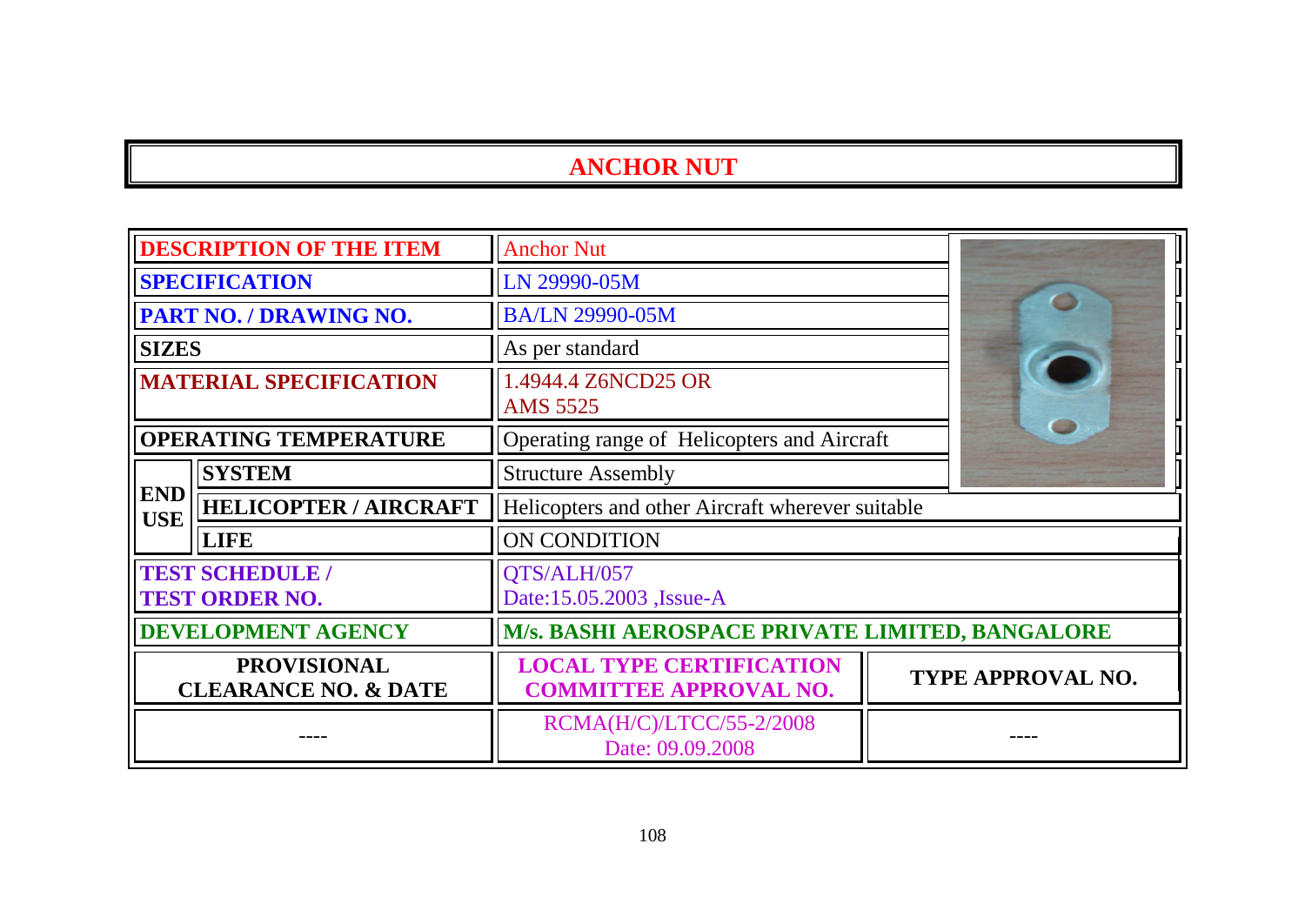# ANCHOR NUT

| | | | |
|---|---|---|---|
| **DESCRIPTION OF THE ITEM** | | Anchor Nut | |
| **SPECIFICATION** | | LN 29990-05M | |
| **PART NO. / DRAWING NO.** | | BA/LN 29990-05M | |
| **SIZES** | | As per standard | |
| **MATERIAL SPECIFICATION** | | 1.4944.4 Z6NCD25 OR AMS 5525 | |
| **OPERATING TEMPERATURE** | | Operating range of Helicopters and Aircraft | |
| **END USE** | **SYSTEM** | Structure Assembly | |
| | **HELICOPTER / AIRCRAFT** | Helicopters and other Aircraft wherever suitable | |
| | **LIFE** | ON CONDITION | |
| **TEST SCHEDULE / TEST ORDER NO.** | | QTS/ALH/057 Date:15.05.2003 ,Issue-A | |
| **DEVELOPMENT AGENCY** | | **M/s. BASHI AEROSPACE PRIVATE LIMITED, BANGALORE** | |
| **PROVISIONAL CLEARANCE NO. & DATE** | | **LOCAL TYPE CERTIFICATION COMMITTEE APPROVAL NO.** | **TYPE APPROVAL NO.** |
| ---- | | RCMA(H/C)/LTCC/55-2/2008 Date: 09.09.2008 | ---- |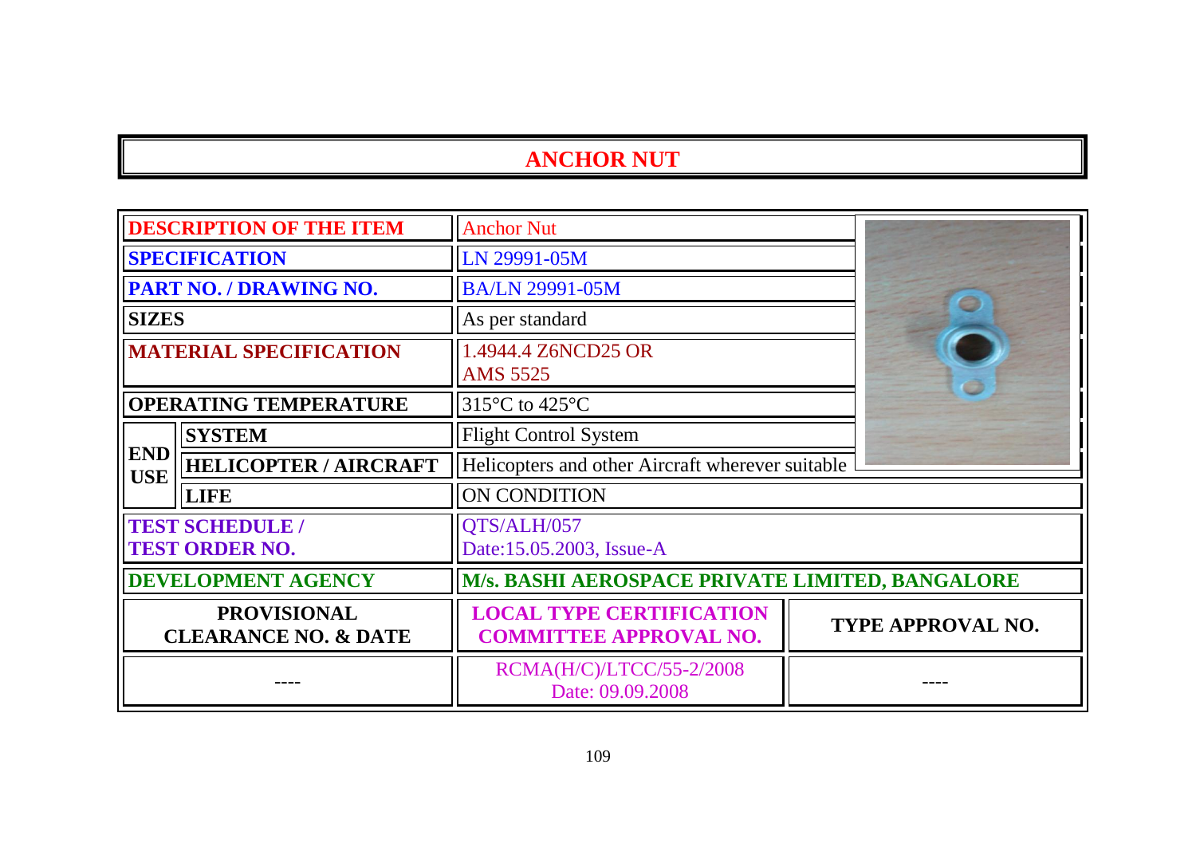# ANCHOR NUT

| DESCRIPTION OF THE ITEM | | Anchor Nut | |
|---|---|---|---|
| SPECIFICATION | | LN 29991-05M | |
| PART NO. / DRAWING NO. | | BA/LN 29991-05M | |
| SIZES | | As per standard | |
| MATERIAL SPECIFICATION | | 1.4944.4 Z6NCD25 OR AMS 5525 | |
| OPERATING TEMPERATURE | | 315°C to 425°C | |
| END USE | SYSTEM | Flight Control System | |
| | HELICOPTER / AIRCRAFT | Helicopters and other Aircraft wherever suitable | |
| | LIFE | ON CONDITION | |
| TEST SCHEDULE / TEST ORDER NO. | | QTS/ALH/057 Date:15.05.2003, Issue-A | |
| DEVELOPMENT AGENCY | | M/s. BASHI AEROSPACE PRIVATE LIMITED, BANGALORE | |
| PROVISIONAL CLEARANCE NO. & DATE | | LOCAL TYPE CERTIFICATION COMMITTEE APPROVAL NO. | TYPE APPROVAL NO. |
| ---- | | RCMA(H/C)/LTCC/55-2/2008 Date: 09.09.2008 | ---- |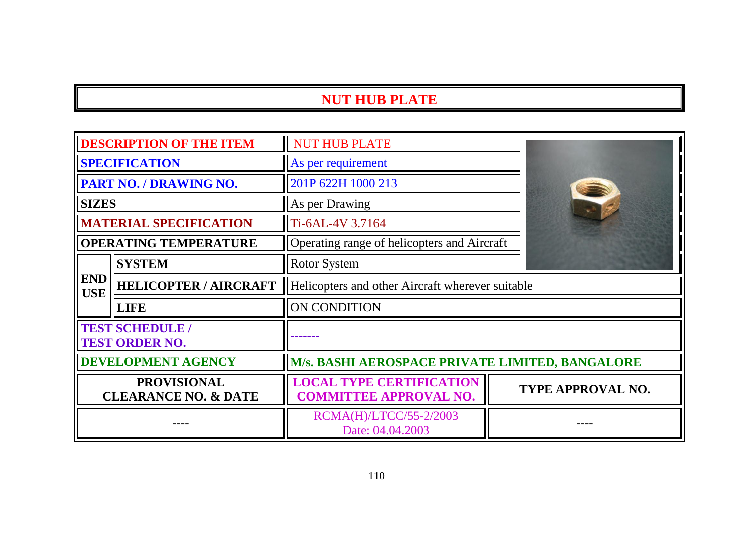# NUT HUB PLATE

| | | | |
|---|---|---|---|
| **DESCRIPTION OF THE ITEM** | | NUT HUB PLATE | |
| **SPECIFICATION** | | As per requirement | |
| **PART NO. / DRAWING NO.** | | 201P 622H 1000 213 | |
| **SIZES** | | As per Drawing | |
| **MATERIAL SPECIFICATION** | | Ti-6AL-4V 3.7164 | |
| **OPERATING TEMPERATURE** | | Operating range of helicopters and Aircraft | |
| **END USE** | **SYSTEM** | Rotor System | |
| | **HELICOPTER / AIRCRAFT** | Helicopters and other Aircraft wherever suitable | |
| | **LIFE** | ON CONDITION | |
| **TEST SCHEDULE / TEST ORDER NO.** | | ------- | |
| **DEVELOPMENT AGENCY** | | **M/s. BASHI AEROSPACE PRIVATE LIMITED, BANGALORE** | |
| **PROVISIONAL CLEARANCE NO. & DATE** | | **LOCAL TYPE CERTIFICATION COMMITTEE APPROVAL NO.** | **TYPE APPROVAL NO.** |
| ---- | | RCMA(H)/LTCC/55-2/2003 Date: 04.04.2003 | ---- |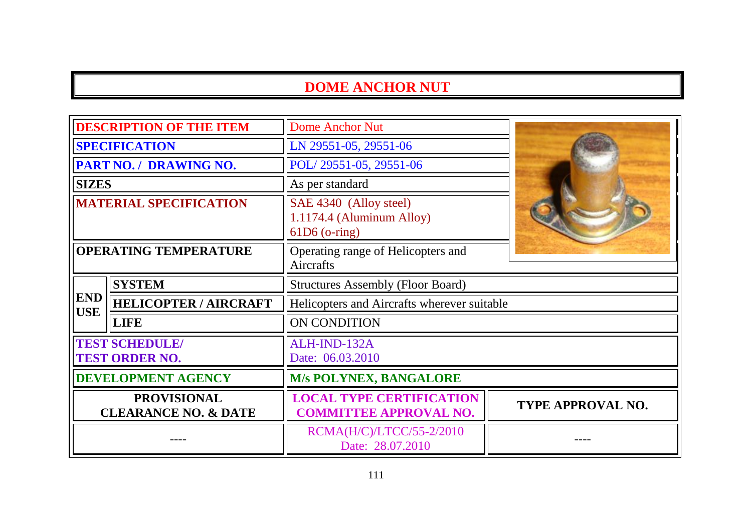# DOME ANCHOR NUT

| | | | |
|---|---|---|---|
| **DESCRIPTION OF THE ITEM** | | Dome Anchor Nut | |
| **SPECIFICATION** | | LN 29551-05, 29551-06 | |
| **PART NO. / DRAWING NO.** | | POL/ 29551-05, 29551-06 | |
| **SIZES** | | As per standard | |
| **MATERIAL SPECIFICATION** | | SAE 4340 (Alloy steel)<br>1.1174.4 (Aluminum Alloy)<br>61D6 (o-ring) | |
| **OPERATING TEMPERATURE** | | Operating range of Helicopters and Aircrafts | |
| **END USE** | **SYSTEM** | Structures Assembly (Floor Board) | |
| | **HELICOPTER / AIRCRAFT** | Helicopters and Aircrafts wherever suitable | |
| | **LIFE** | ON CONDITION | |
| **TEST SCHEDULE/ TEST ORDER NO.** | | ALH-IND-132A<br>Date: 06.03.2010 | |
| **DEVELOPMENT AGENCY** | | **M/s POLYNEX, BANGALORE** | |
| **PROVISIONAL CLEARANCE NO. & DATE** | | **LOCAL TYPE CERTIFICATION COMMITTEE APPROVAL NO.** | **TYPE APPROVAL NO.** |
| ---- | | RCMA(H/C)/LTCC/55-2/2010<br>Date: 28.07.2010 | ---- |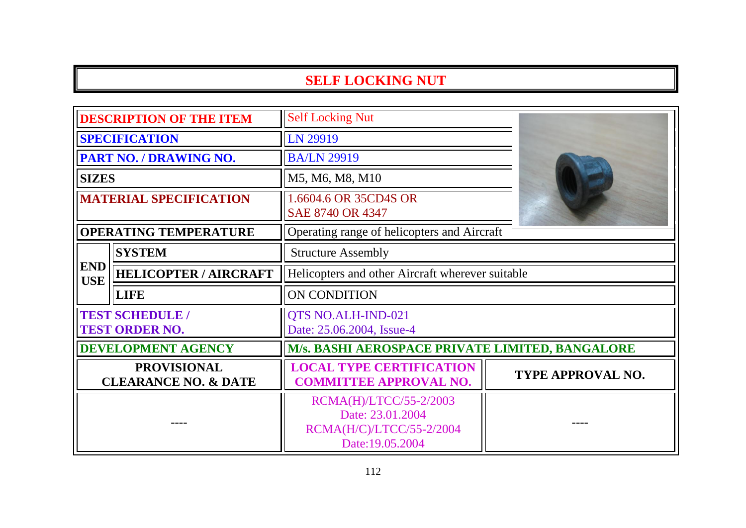# SELF LOCKING NUT

| DESCRIPTION OF THE ITEM | | Self Locking Nut | |
|---|---|---|---|
| SPECIFICATION | | LN 29919 | |
| PART NO. / DRAWING NO. | | BA/LN 29919 | |
| SIZES | | M5, M6, M8, M10 | |
| MATERIAL SPECIFICATION | | 1.6604.6 OR 35CD4S OR SAE 8740 OR 4347 | |
| OPERATING TEMPERATURE | | Operating range of helicopters and Aircraft | |
| END USE | SYSTEM | Structure Assembly | |
| | HELICOPTER / AIRCRAFT | Helicopters and other Aircraft wherever suitable | |
| | LIFE | ON CONDITION | |
| TEST SCHEDULE / TEST ORDER NO. | | QTS NO.ALH-IND-021 Date: 25.06.2004, Issue-4 | |
| DEVELOPMENT AGENCY | | M/s. BASHI AEROSPACE PRIVATE LIMITED, BANGALORE | |
| PROVISIONAL CLEARANCE NO. & DATE | | LOCAL TYPE CERTIFICATION COMMITTEE APPROVAL NO. | TYPE APPROVAL NO. |
| ---- | | RCMA(H)/LTCC/55-2/2003 Date: 23.01.2004 RCMA(H/C)/LTCC/55-2/2004 Date:19.05.2004 | ---- |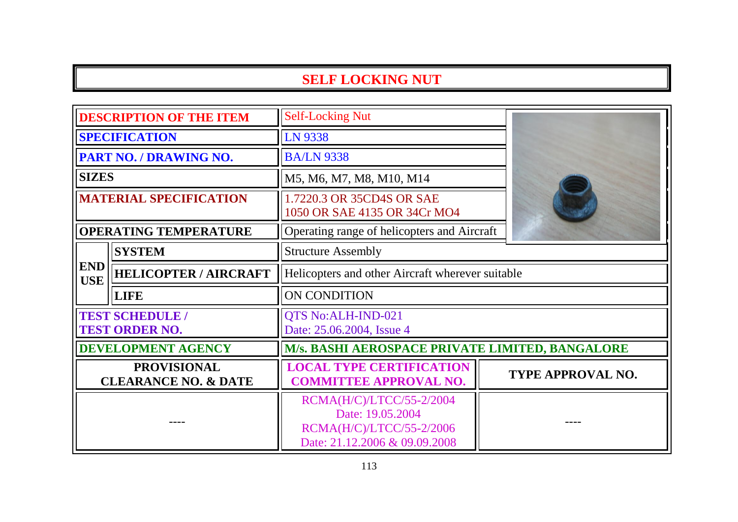# SELF LOCKING NUT

| | | | |
|---|---|---|---|
| **DESCRIPTION OF THE ITEM** | | Self-Locking Nut | |
| **SPECIFICATION** | | LN 9338 | |
| **PART NO. / DRAWING NO.** | | BA/LN 9338 | |
| **SIZES** | | M5, M6, M7, M8, M10, M14 | |
| **MATERIAL SPECIFICATION** | | 1.7220.3 OR 35CD4S OR SAE 1050 OR SAE 4135 OR 34Cr MO4 | |
| **OPERATING TEMPERATURE** | | Operating range of helicopters and Aircraft | |
| **END USE** | **SYSTEM** | Structure Assembly | |
| | **HELICOPTER / AIRCRAFT** | Helicopters and other Aircraft wherever suitable | |
| | **LIFE** | ON CONDITION | |
| **TEST SCHEDULE / TEST ORDER NO.** | | QTS No:ALH-IND-021 Date: 25.06.2004, Issue 4 | |
| **DEVELOPMENT AGENCY** | | **M/s. BASHI AEROSPACE PRIVATE LIMITED, BANGALORE** | |
| **PROVISIONAL CLEARANCE NO. & DATE** | | **LOCAL TYPE CERTIFICATION COMMITTEE APPROVAL NO.** | **TYPE APPROVAL NO.** |
| ---- | | RCMA(H/C)/LTCC/55-2/2004 Date: 19.05.2004 RCMA(H/C)/LTCC/55-2/2006 Date: 21.12.2006 & 09.09.2008 | ---- |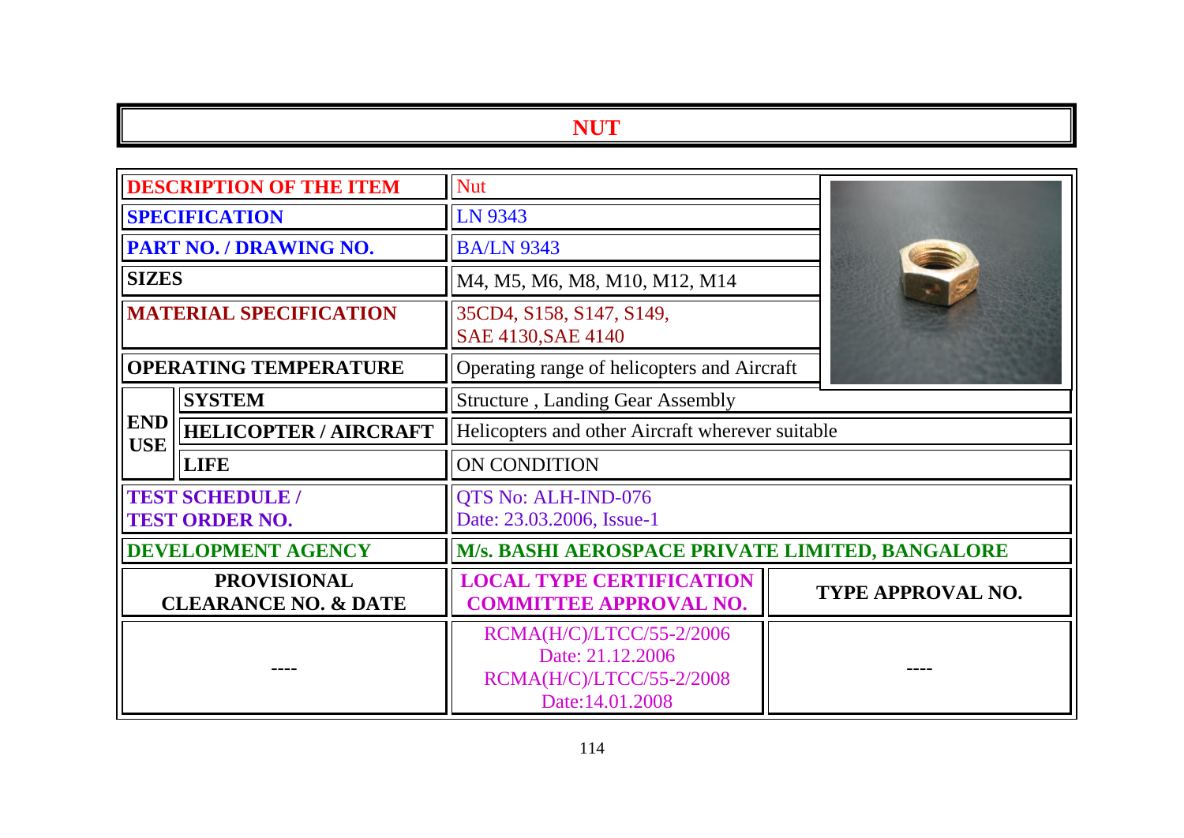# NUT

| | | | |
|---|---|---|---|
| **DESCRIPTION OF THE ITEM** | | Nut | |
| **SPECIFICATION** | | LN 9343 | |
| **PART NO. / DRAWING NO.** | | BA/LN 9343 | |
| **SIZES** | | M4, M5, M6, M8, M10, M12, M14 | |
| **MATERIAL SPECIFICATION** | | 35CD4, S158, S147, S149, SAE 4130,SAE 4140 | |
| **OPERATING TEMPERATURE** | | Operating range of helicopters and Aircraft | |
| **END USE** | **SYSTEM** | Structure , Landing Gear Assembly | |
| | **HELICOPTER / AIRCRAFT** | Helicopters and other Aircraft wherever suitable | |
| | **LIFE** | ON CONDITION | |
| **TEST SCHEDULE / TEST ORDER NO.** | | QTS No: ALH-IND-076 Date: 23.03.2006, Issue-1 | |
| **DEVELOPMENT AGENCY** | | **M/s. BASHI AEROSPACE PRIVATE LIMITED, BANGALORE** | |
| **PROVISIONAL CLEARANCE NO. & DATE** | | **LOCAL TYPE CERTIFICATION COMMITTEE APPROVAL NO.** | **TYPE APPROVAL NO.** |
| ---- | | RCMA(H/C)/LTCC/55-2/2006 Date: 21.12.2006 RCMA(H/C)/LTCC/55-2/2008 Date:14.01.2008 | ---- |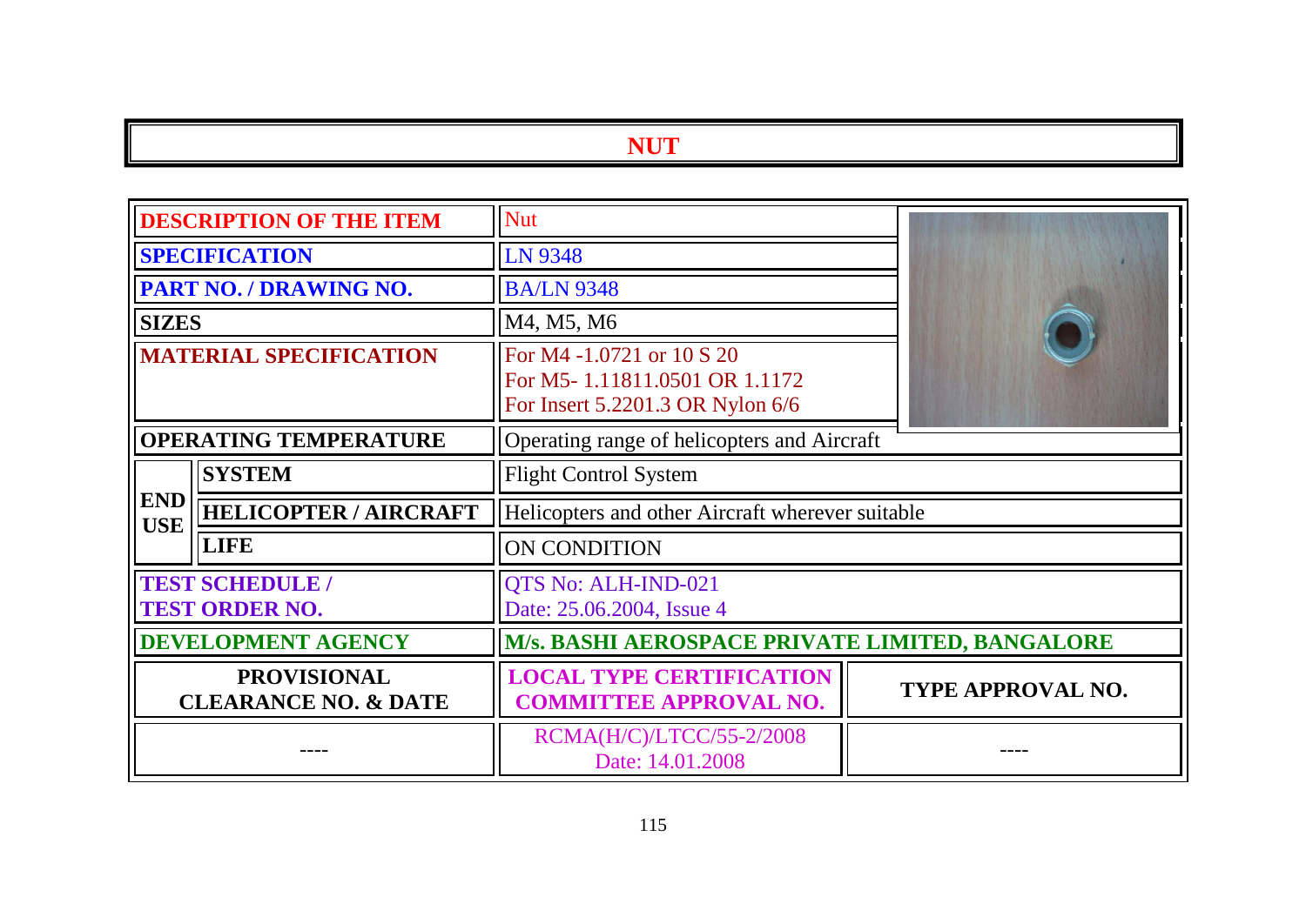# NUT

| | | | |
|---|---|---|---|
| **DESCRIPTION OF THE ITEM** | | Nut | |
| **SPECIFICATION** | | LN 9348 | |
| **PART NO. / DRAWING NO.** | | BA/LN 9348 | |
| **SIZES** | | M4, M5, M6 | |
| **MATERIAL SPECIFICATION** | | For M4 -1.0721 or 10 S 20<br>For M5- 1.11811.0501 OR 1.1172<br>For Insert 5.2201.3 OR Nylon 6/6 | |
| **OPERATING TEMPERATURE** | | Operating range of helicopters and Aircraft | |
| **END USE** | **SYSTEM** | Flight Control System | |
| | **HELICOPTER / AIRCRAFT** | Helicopters and other Aircraft wherever suitable | |
| | **LIFE** | ON CONDITION | |
| **TEST SCHEDULE / TEST ORDER NO.** | | QTS No: ALH-IND-021<br>Date: 25.06.2004, Issue 4 | |
| **DEVELOPMENT AGENCY** | | **M/s. BASHI AEROSPACE PRIVATE LIMITED, BANGALORE** | |
| **PROVISIONAL CLEARANCE NO. & DATE** | | **LOCAL TYPE CERTIFICATION COMMITTEE APPROVAL NO.** | **TYPE APPROVAL NO.** |
| ---- | | RCMA(H/C)/LTCC/55-2/2008<br>Date: 14.01.2008 | ---- |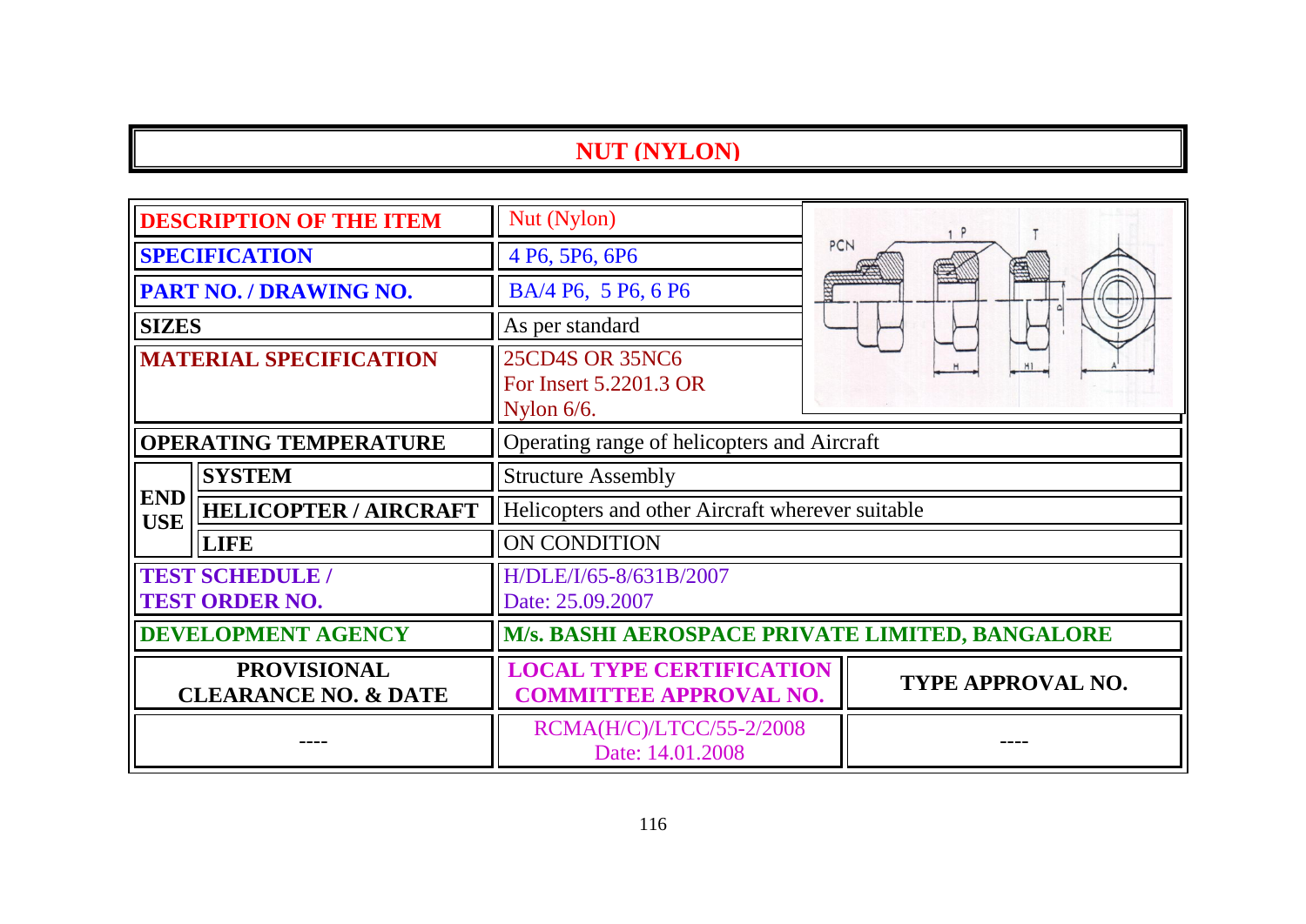# NUT (NYLON)

| | | | |
|---|---|---|---|
| **DESCRIPTION OF THE ITEM** | | Nut (Nylon) | |
| **SPECIFICATION** | | 4 P6, 5P6, 6P6 | |
| **PART NO. / DRAWING NO.** | | BA/4 P6, 5 P6, 6 P6 | |
| **SIZES** | | As per standard | |
| **MATERIAL SPECIFICATION** | | 25CD4S OR 35NC6<br>For Insert 5.2201.3 OR<br>Nylon 6/6. | |
| **OPERATING TEMPERATURE** | | Operating range of helicopters and Aircraft | |
| **END USE** | **SYSTEM** | Structure Assembly | |
| | **HELICOPTER / AIRCRAFT** | Helicopters and other Aircraft wherever suitable | |
| | **LIFE** | ON CONDITION | |
| **TEST SCHEDULE / TEST ORDER NO.** | | H/DLE/I/65-8/631B/2007<br>Date: 25.09.2007 | |
| **DEVELOPMENT AGENCY** | | **M/s. BASHI AEROSPACE PRIVATE LIMITED, BANGALORE** | |
| **PROVISIONAL CLEARANCE NO. & DATE** | | **LOCAL TYPE CERTIFICATION COMMITTEE APPROVAL NO.** | **TYPE APPROVAL NO.** |
| ---- | | RCMA(H/C)/LTCC/55-2/2008<br>Date: 14.01.2008 | ---- |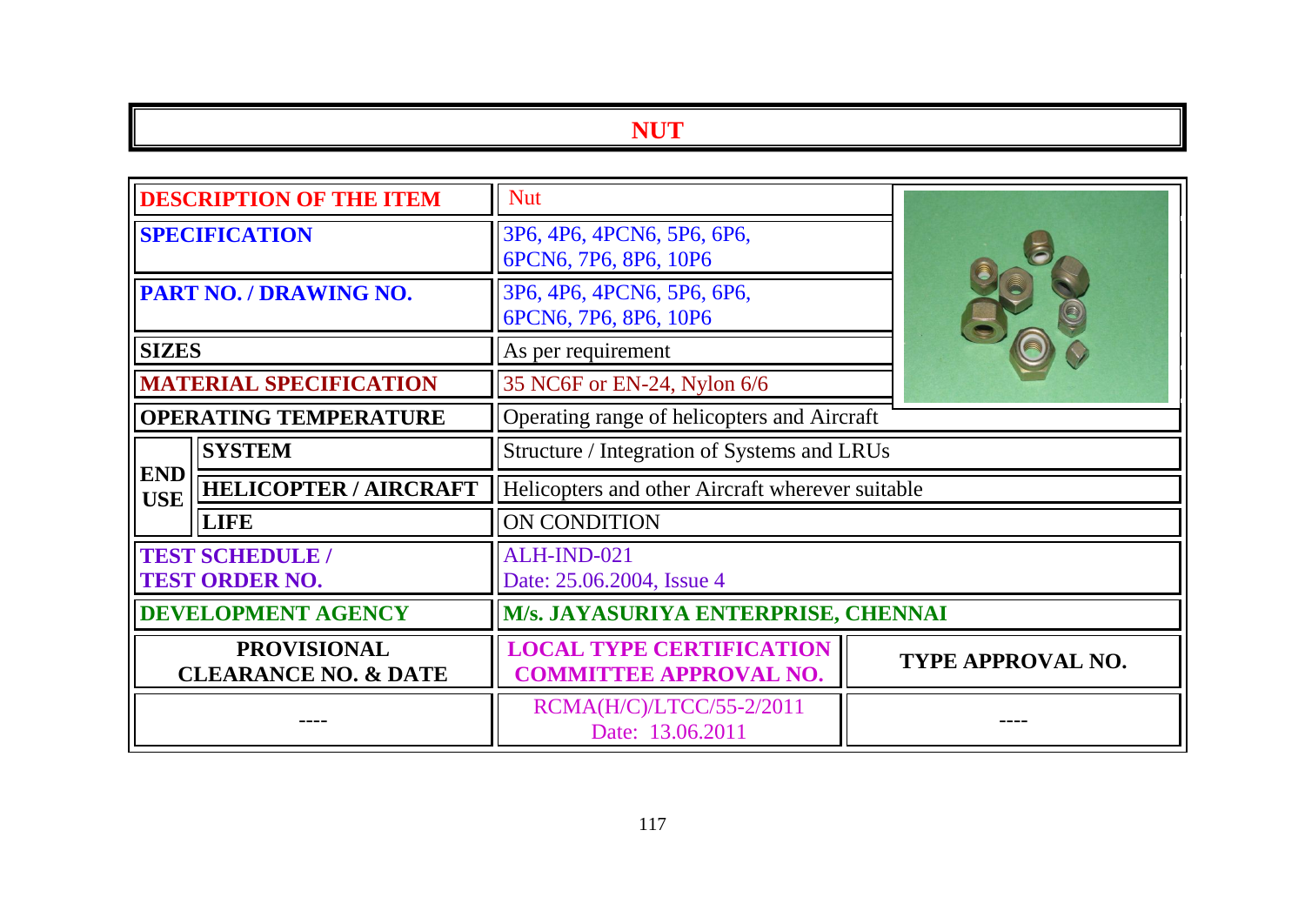# NUT

| | | |
|---|---|---|
| **DESCRIPTION OF THE ITEM** | Nut | |
| **SPECIFICATION** | 3P6, 4P6, 4PCN6, 5P6, 6P6, 6PCN6, 7P6, 8P6, 10P6 | |
| **PART NO. / DRAWING NO.** | 3P6, 4P6, 4PCN6, 5P6, 6P6, 6PCN6, 7P6, 8P6, 10P6 | |
| **SIZES** | As per requirement | |
| **MATERIAL SPECIFICATION** | 35 NC6F or EN-24, Nylon 6/6 | |
| **OPERATING TEMPERATURE** | Operating range of helicopters and Aircraft | |
| **END USE** – **SYSTEM** | Structure / Integration of Systems and LRUs | |
| **END USE** – **HELICOPTER / AIRCRAFT** | Helicopters and other Aircraft wherever suitable | |
| **END USE** – **LIFE** | ON CONDITION | |
| **TEST SCHEDULE / TEST ORDER NO.** | ALH-IND-021 Date: 25.06.2004, Issue 4 | |
| **DEVELOPMENT AGENCY** | **M/s. JAYASURIYA ENTERPRISE, CHENNAI** | |
| **PROVISIONAL CLEARANCE NO. & DATE** | **LOCAL TYPE CERTIFICATION COMMITTEE APPROVAL NO.** | **TYPE APPROVAL NO.** |
| ---- | RCMA(H/C)/LTCC/55-2/2011 Date: 13.06.2011 | ---- |